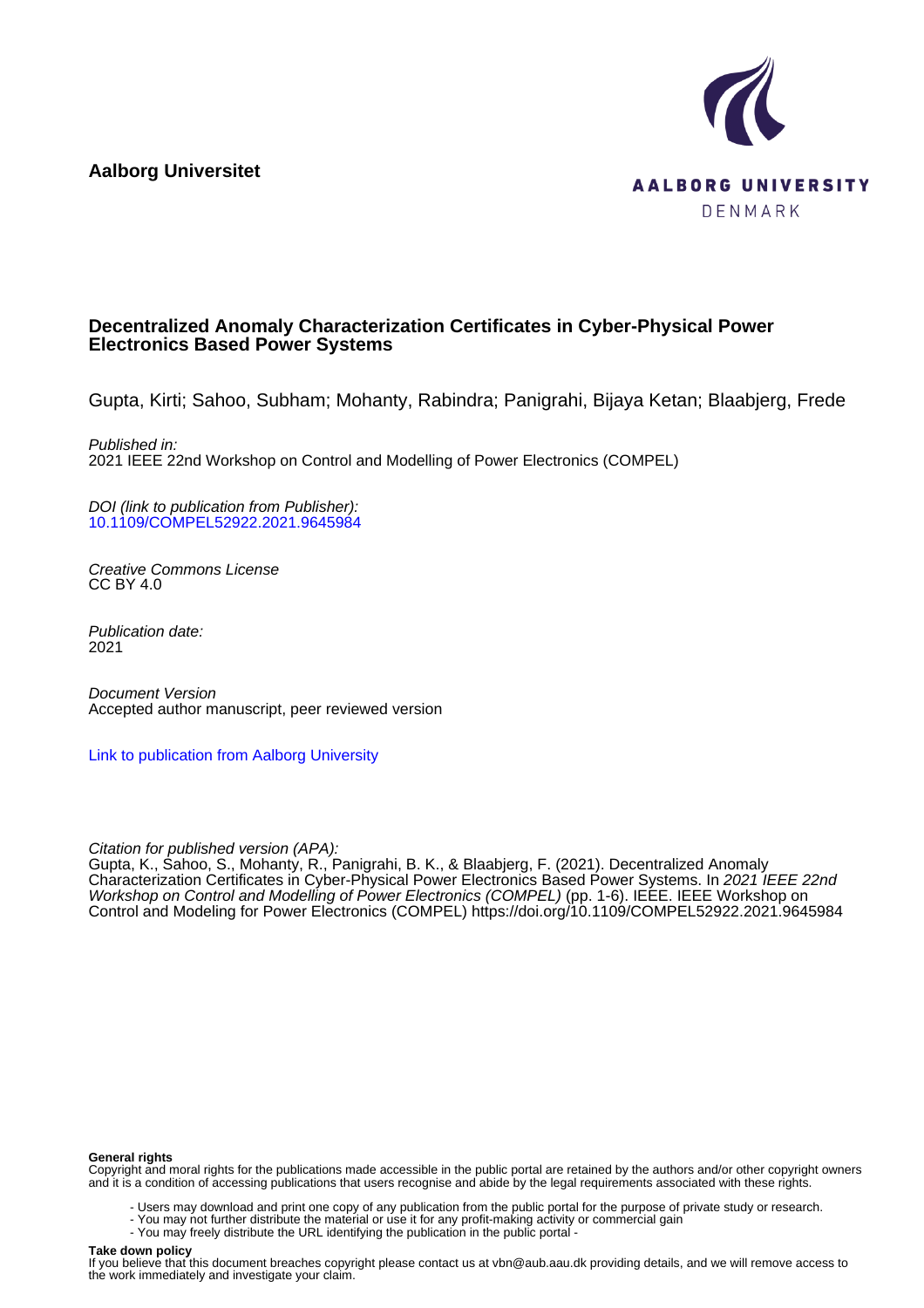**Aalborg Universitet**

AALBORG UNIVERSITY
DENMARK

# Decentralized Anomaly Characterization Certificates in Cyber-Physical Power Electronics Based Power Systems

Gupta, Kirti; Sahoo, Subham; Mohanty, Rabindra; Panigrahi, Bijaya Ketan; Blaabjerg, Frede

*Published in:*
2021 IEEE 22nd Workshop on Control and Modelling of Power Electronics (COMPEL)

*DOI (link to publication from Publisher):*
10.1109/COMPEL52922.2021.9645984

*Creative Commons License*
CC BY 4.0

*Publication date:*
2021

*Document Version*
Accepted author manuscript, peer reviewed version

Link to publication from Aalborg University

*Citation for published version (APA):*
Gupta, K., Sahoo, S., Mohanty, R., Panigrahi, B. K., & Blaabjerg, F. (2021). Decentralized Anomaly Characterization Certificates in Cyber-Physical Power Electronics Based Power Systems. In *2021 IEEE 22nd Workshop on Control and Modelling of Power Electronics (COMPEL)* (pp. 1-6). IEEE. IEEE Workshop on Control and Modeling for Power Electronics (COMPEL) https://doi.org/10.1109/COMPEL52922.2021.9645984

**General rights**
Copyright and moral rights for the publications made accessible in the public portal are retained by the authors and/or other copyright owners and it is a condition of accessing publications that users recognise and abide by the legal requirements associated with these rights.

- Users may download and print one copy of any publication from the public portal for the purpose of private study or research.
- You may not further distribute the material or use it for any profit-making activity or commercial gain
- You may freely distribute the URL identifying the publication in the public portal -

**Take down policy**
If you believe that this document breaches copyright please contact us at vbn@aub.aau.dk providing details, and we will remove access to the work immediately and investigate your claim.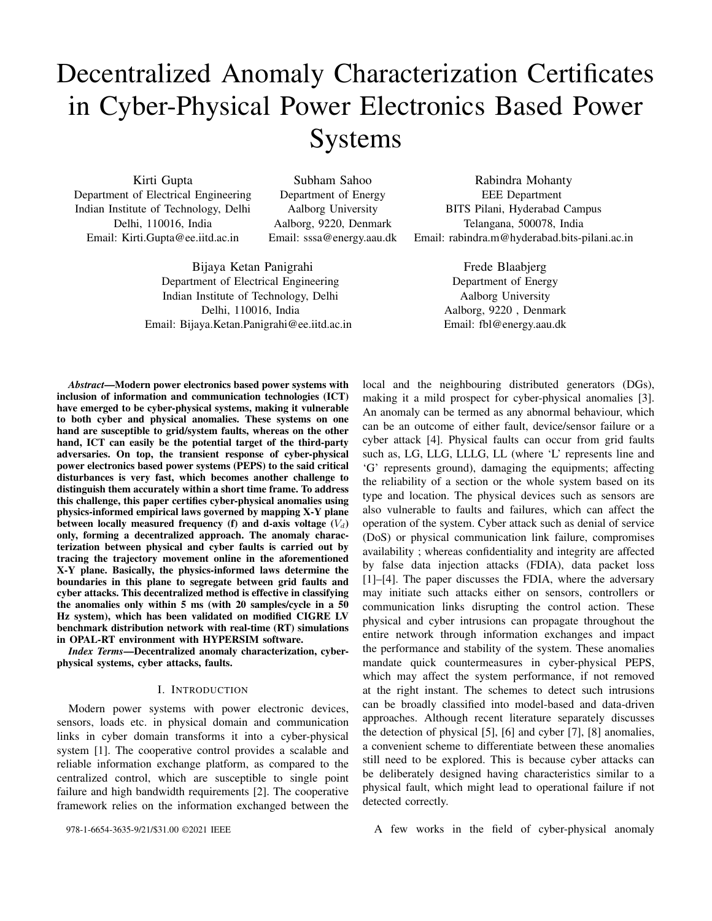# Decentralized Anomaly Characterization Certificates in Cyber-Physical Power Electronics Based Power Systems

Kirti Gupta
Department of Electrical Engineering
Indian Institute of Technology, Delhi
Delhi, 110016, India
Email: Kirti.Gupta@ee.iitd.ac.in

Subham Sahoo
Department of Energy
Aalborg University
Aalborg, 9220, Denmark
Email: sssa@energy.aau.dk

Rabindra Mohanty
EEE Department
BITS Pilani, Hyderabad Campus
Telangana, 500078, India
Email: rabindra.m@hyderabad.bits-pilani.ac.in

Bijaya Ketan Panigrahi
Department of Electrical Engineering
Indian Institute of Technology, Delhi
Delhi, 110016, India
Email: Bijaya.Ketan.Panigrahi@ee.iitd.ac.in

Frede Blaabjerg
Department of Energy
Aalborg University
Aalborg, 9220 , Denmark
Email: fbl@energy.aau.dk

***Abstract*—Modern power electronics based power systems with inclusion of information and communication technologies (ICT) have emerged to be cyber-physical systems, making it vulnerable to both cyber and physical anomalies. These systems on one hand are susceptible to grid/system faults, whereas on the other hand, ICT can easily be the potential target of the third-party adversaries. On top, the transient response of cyber-physical power electronics based power systems (PEPS) to the said critical disturbances is very fast, which becomes another challenge to distinguish them accurately within a short time frame. To address this challenge, this paper certifies cyber-physical anomalies using physics-informed empirical laws governed by mapping X-Y plane between locally measured frequency (f) and d-axis voltage ($V_d$) only, forming a decentralized approach. The anomaly characterization between physical and cyber faults is carried out by tracing the trajectory movement online in the aforementioned X-Y plane. Basically, the physics-informed laws determine the boundaries in this plane to segregate between grid faults and cyber attacks. This decentralized method is effective in classifying the anomalies only within 5 ms (with 20 samples/cycle in a 50 Hz system), which has been validated on modified CIGRE LV benchmark distribution network with real-time (RT) simulations in OPAL-RT environment with HYPERSIM software.**

***Index Terms*—Decentralized anomaly characterization, cyber-physical systems, cyber attacks, faults.**

## I. Introduction

Modern power systems with power electronic devices, sensors, loads etc. in physical domain and communication links in cyber domain transforms it into a cyber-physical system [1]. The cooperative control provides a scalable and reliable information exchange platform, as compared to the centralized control, which are susceptible to single point failure and high bandwidth requirements [2]. The cooperative framework relies on the information exchanged between the local and the neighbouring distributed generators (DGs), making it a mild prospect for cyber-physical anomalies [3]. An anomaly can be termed as any abnormal behaviour, which can be an outcome of either fault, device/sensor failure or a cyber attack [4]. Physical faults can occur from grid faults such as, LG, LLG, LLLG, LL (where 'L' represents line and 'G' represents ground), damaging the equipments; affecting the reliability of a section or the whole system based on its type and location. The physical devices such as sensors are also vulnerable to faults and failures, which can affect the operation of the system. Cyber attack such as denial of service (DoS) or physical communication link failure, compromises availability ; whereas confidentiality and integrity are affected by false data injection attacks (FDIA), data packet loss [1]–[4]. The paper discusses the FDIA, where the adversary may initiate such attacks either on sensors, controllers or communication links disrupting the control action. These physical and cyber intrusions can propagate throughout the entire network through information exchanges and impact the performance and stability of the system. These anomalies mandate quick countermeasures in cyber-physical PEPS, which may affect the system performance, if not removed at the right instant. The schemes to detect such intrusions can be broadly classified into model-based and data-driven approaches. Although recent literature separately discusses the detection of physical [5], [6] and cyber [7], [8] anomalies, a convenient scheme to differentiate between these anomalies still need to be explored. This is because cyber attacks can be deliberately designed having characteristics similar to a physical fault, which might lead to operational failure if not detected correctly.

978-1-6654-3635-9/21/$31.00 ©2021 IEEE

A few works in the field of cyber-physical anomaly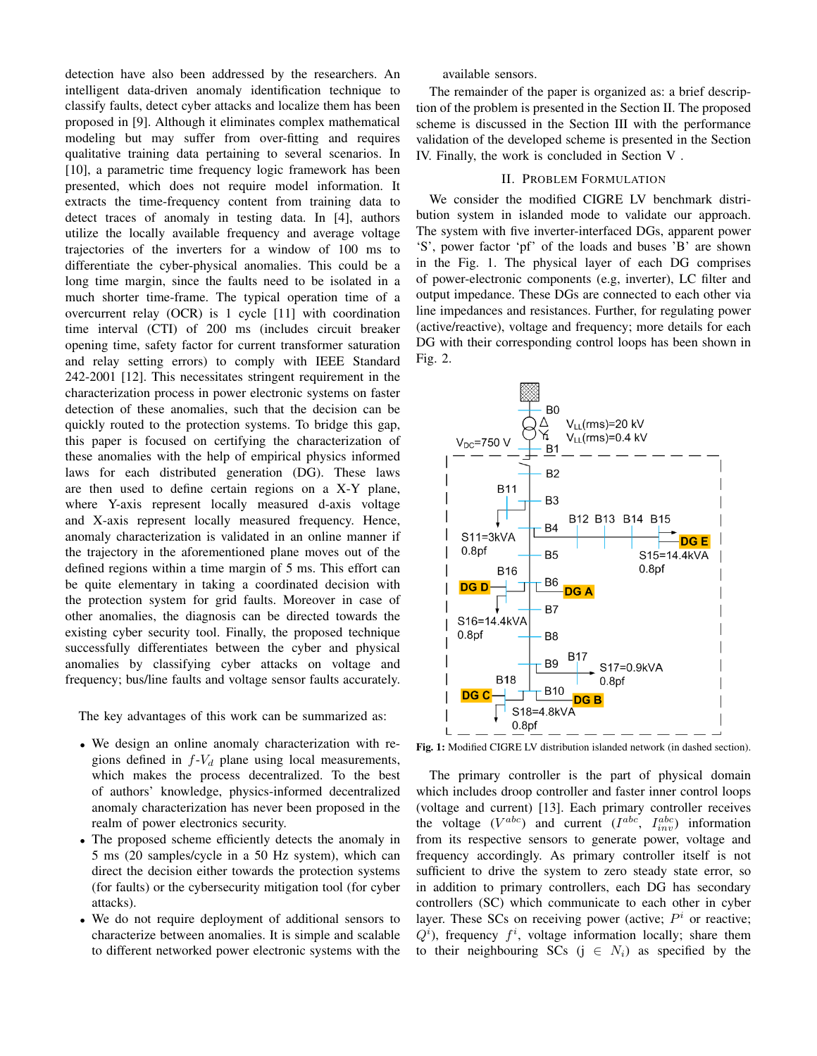detection have also been addressed by the researchers. An intelligent data-driven anomaly identification technique to classify faults, detect cyber attacks and localize them has been proposed in [9]. Although it eliminates complex mathematical modeling but may suffer from over-fitting and requires qualitative training data pertaining to several scenarios. In [10], a parametric time frequency logic framework has been presented, which does not require model information. It extracts the time-frequency content from training data to detect traces of anomaly in testing data. In [4], authors utilize the locally available frequency and average voltage trajectories of the inverters for a window of 100 ms to differentiate the cyber-physical anomalies. This could be a long time margin, since the faults need to be isolated in a much shorter time-frame. The typical operation time of a overcurrent relay (OCR) is 1 cycle [11] with coordination time interval (CTI) of 200 ms (includes circuit breaker opening time, safety factor for current transformer saturation and relay setting errors) to comply with IEEE Standard 242-2001 [12]. This necessitates stringent requirement in the characterization process in power electronic systems on faster detection of these anomalies, such that the decision can be quickly routed to the protection systems. To bridge this gap, this paper is focused on certifying the characterization of these anomalies with the help of empirical physics informed laws for each distributed generation (DG). These laws are then used to define certain regions on a X-Y plane, where Y-axis represent locally measured d-axis voltage and X-axis represent locally measured frequency. Hence, anomaly characterization is validated in an online manner if the trajectory in the aforementioned plane moves out of the defined regions within a time margin of 5 ms. This effort can be quite elementary in taking a coordinated decision with the protection system for grid faults. Moreover in case of other anomalies, the diagnosis can be directed towards the existing cyber security tool. Finally, the proposed technique successfully differentiates between the cyber and physical anomalies by classifying cyber attacks on voltage and frequency; bus/line faults and voltage sensor faults accurately.

The key advantages of this work can be summarized as:

- We design an online anomaly characterization with regions defined in $f$-$V_d$ plane using local measurements, which makes the process decentralized. To the best of authors' knowledge, physics-informed decentralized anomaly characterization has never been proposed in the realm of power electronics security.
- The proposed scheme efficiently detects the anomaly in 5 ms (20 samples/cycle in a 50 Hz system), which can direct the decision either towards the protection systems (for faults) or the cybersecurity mitigation tool (for cyber attacks).
- We do not require deployment of additional sensors to characterize between anomalies. It is simple and scalable to different networked power electronic systems with the available sensors.

The remainder of the paper is organized as: a brief description of the problem is presented in the Section II. The proposed scheme is discussed in the Section III with the performance validation of the developed scheme is presented in the Section IV. Finally, the work is concluded in Section V .

## II. Problem Formulation

We consider the modified CIGRE LV benchmark distribution system in islanded mode to validate our approach. The system with five inverter-interfaced DGs, apparent power 'S', power factor 'pf' of the loads and buses 'B' are shown in the Fig. 1. The physical layer of each DG comprises of power-electronic components (e.g, inverter), LC filter and output impedance. These DGs are connected to each other via line impedances and resistances. Further, for regulating power (active/reactive), voltage and frequency; more details for each DG with their corresponding control loops has been shown in Fig. 2.

**Fig. 1:** Modified CIGRE LV distribution islanded network (in dashed section).

The primary controller is the part of physical domain which includes droop controller and faster inner control loops (voltage and current) [13]. Each primary controller receives the voltage ($V^{abc}$) and current ($I^{abc}$, $I^{abc}_{inv}$) information from its respective sensors to generate power, voltage and frequency accordingly. As primary controller itself is not sufficient to drive the system to zero steady state error, so in addition to primary controllers, each DG has secondary controllers (SC) which communicate to each other in cyber layer. These SCs on receiving power (active; $P^i$ or reactive; $Q^i$), frequency $f^i$, voltage information locally; share them to their neighbouring SCs (j $\in$ $N_i$) as specified by the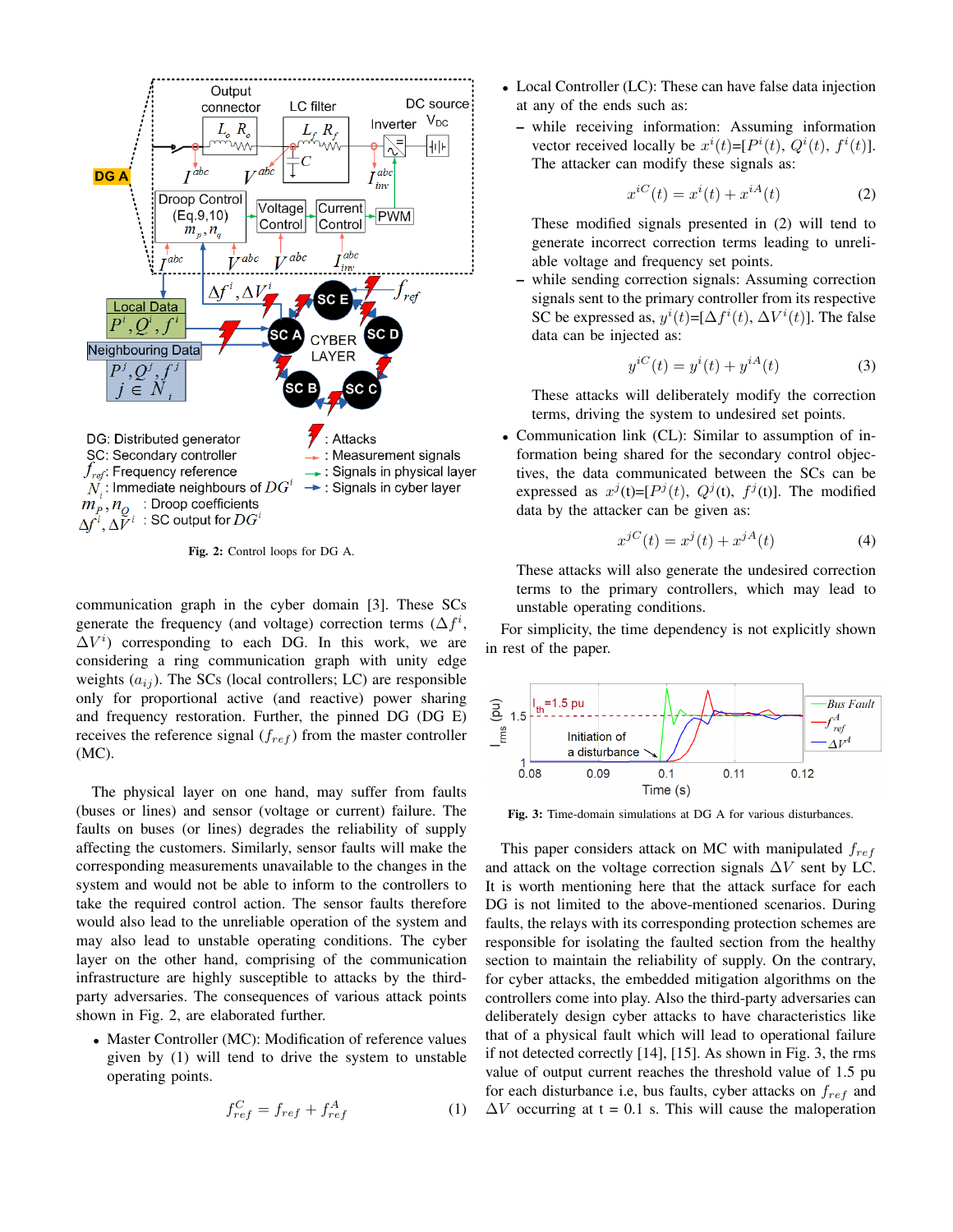Fig. 2: Control loops for DG A.

communication graph in the cyber domain [3]. These SCs generate the frequency (and voltage) correction terms ($\Delta f^i$, $\Delta V^i$) corresponding to each DG. In this work, we are considering a ring communication graph with unity edge weights ($a_{ij}$). The SCs (local controllers; LC) are responsible only for proportional active (and reactive) power sharing and frequency restoration. Further, the pinned DG (DG E) receives the reference signal ($f_{ref}$) from the master controller (MC).

The physical layer on one hand, may suffer from faults (buses or lines) and sensor (voltage or current) failure. The faults on buses (or lines) degrades the reliability of supply affecting the customers. Similarly, sensor faults will make the corresponding measurements unavailable to the changes in the system and would not be able to inform to the controllers to take the required control action. The sensor faults therefore would also lead to the unreliable operation of the system and may also lead to unstable operating conditions. The cyber layer on the other hand, comprising of the communication infrastructure are highly susceptible to attacks by the third-party adversaries. The consequences of various attack points shown in Fig. 2, are elaborated further.

- Master Controller (MC): Modification of reference values given by (1) will tend to drive the system to unstable operating points.

$$f_{ref}^{C} = f_{ref} + f_{ref}^{A} \tag{1}$$

- Local Controller (LC): These can have false data injection at any of the ends such as:
  - while receiving information: Assuming information vector received locally be $x^i(t)$=[$P^i(t)$, $Q^i(t)$, $f^i(t)$]. The attacker can modify these signals as:

  $$x^{iC}(t) = x^i(t) + x^{iA}(t) \tag{2}$$

  These modified signals presented in (2) will tend to generate incorrect correction terms leading to unreliable voltage and frequency set points.
  - while sending correction signals: Assuming correction signals sent to the primary controller from its respective SC be expressed as, $y^i(t)$=[$\Delta f^i(t)$, $\Delta V^i(t)$]. The false data can be injected as:

  $$y^{iC}(t) = y^i(t) + y^{iA}(t) \tag{3}$$

  These attacks will deliberately modify the correction terms, driving the system to undesired set points.
- Communication link (CL): Similar to assumption of information being shared for the secondary control objectives, the data communicated between the SCs can be expressed as $x^j$(t)=[$P^j(t)$, $Q^j(t)$, $f^j(t)$]. The modified data by the attacker can be given as:

$$x^{jC}(t) = x^j(t) + x^{jA}(t) \tag{4}$$

These attacks will also generate the undesired correction terms to the primary controllers, which may lead to unstable operating conditions.

For simplicity, the time dependency is not explicitly shown in rest of the paper.

Fig. 3: Time-domain simulations at DG A for various disturbances.

This paper considers attack on MC with manipulated $f_{ref}$ and attack on the voltage correction signals $\Delta V$ sent by LC. It is worth mentioning here that the attack surface for each DG is not limited to the above-mentioned scenarios. During faults, the relays with its corresponding protection schemes are responsible for isolating the faulted section from the healthy section to maintain the reliability of supply. On the contrary, for cyber attacks, the embedded mitigation algorithms on the controllers come into play. Also the third-party adversaries can deliberately design cyber attacks to have characteristics like that of a physical fault which will lead to operational failure if not detected correctly [14], [15]. As shown in Fig. 3, the rms value of output current reaches the threshold value of 1.5 pu for each disturbance i.e, bus faults, cyber attacks on $f_{ref}$ and $\Delta V$ occurring at t = 0.1 s. This will cause the maloperation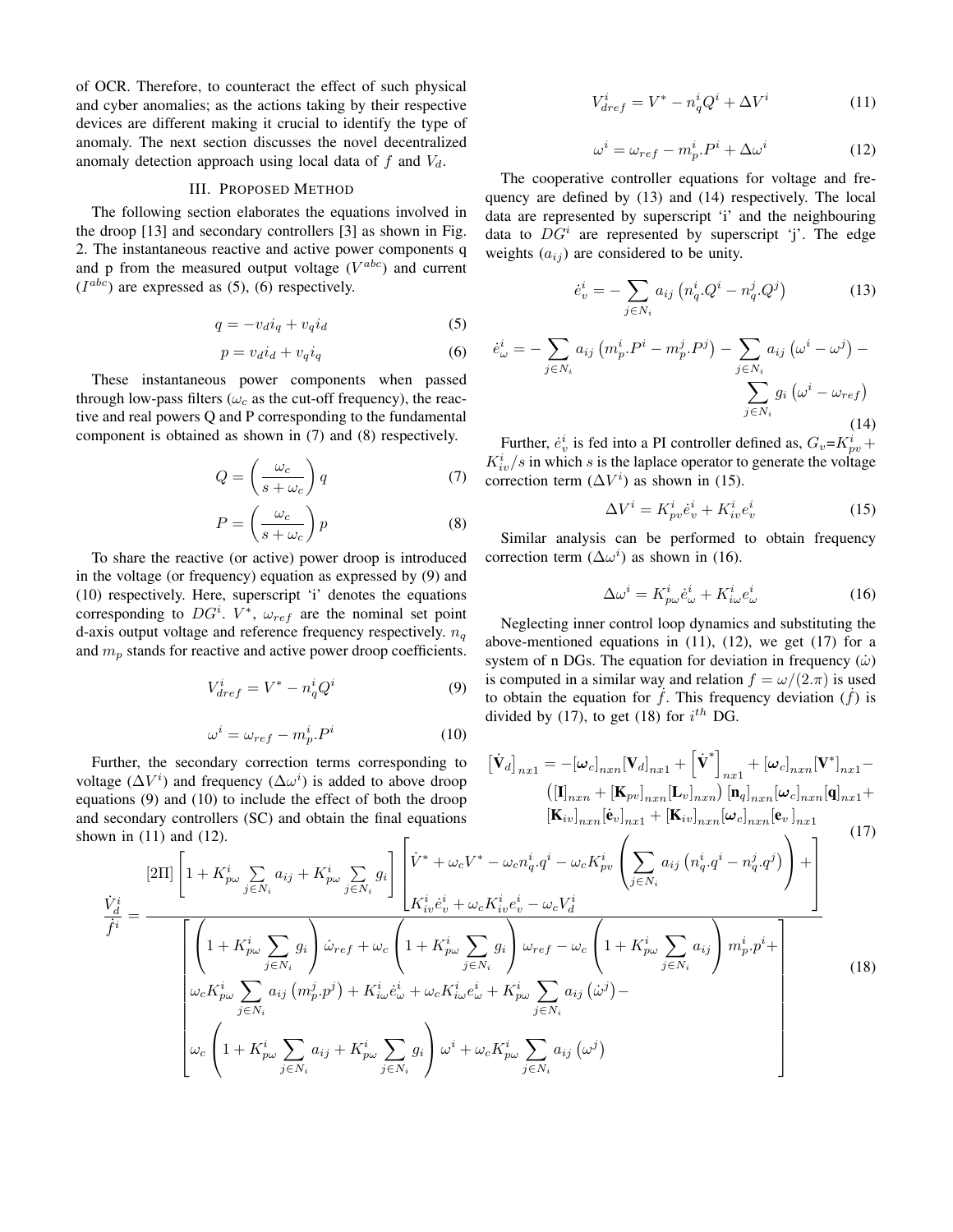of OCR. Therefore, to counteract the effect of such physical and cyber anomalies; as the actions taking by their respective devices are different making it crucial to identify the type of anomaly. The next section discusses the novel decentralized anomaly detection approach using local data of $f$ and $V_d$.

## III. Proposed Method

The following section elaborates the equations involved in the droop [13] and secondary controllers [3] as shown in Fig. 2. The instantaneous reactive and active power components q and p from the measured output voltage ($V^{abc}$) and current ($I^{abc}$) are expressed as (5), (6) respectively.

$$q = -v_d i_q + v_q i_d \tag{5}$$

$$p = v_d i_d + v_q i_q \tag{6}$$

These instantaneous power components when passed through low-pass filters ($\omega_c$ as the cut-off frequency), the reactive and real powers Q and P corresponding to the fundamental component is obtained as shown in (7) and (8) respectively.

$$Q = \left(\frac{\omega_c}{s+\omega_c}\right) q \tag{7}$$

$$P = \left(\frac{\omega_c}{s+\omega_c}\right) p \tag{8}$$

To share the reactive (or active) power droop is introduced in the voltage (or frequency) equation as expressed by (9) and (10) respectively. Here, superscript 'i' denotes the equations corresponding to $DG^i$. $V^*$, $\omega_{ref}$ are the nominal set point d-axis output voltage and reference frequency respectively. $n_q$ and $m_p$ stands for reactive and active power droop coefficients.

$$V^i_{dref} = V^* - n^i_q Q^i \tag{9}$$

$$\omega^i = \omega_{ref} - m^i_p . P^i \tag{10}$$

Further, the secondary correction terms corresponding to voltage ($\Delta V^i$) and frequency ($\Delta \omega^i$) is added to above droop equations (9) and (10) to include the effect of both the droop and secondary controllers (SC) and obtain the final equations shown in (11) and (12).

$$V^i_{dref} = V^* - n^i_q Q^i + \Delta V^i \tag{11}$$

$$\omega^i = \omega_{ref} - m^i_p . P^i + \Delta \omega^i \tag{12}$$

The cooperative controller equations for voltage and frequency are defined by (13) and (14) respectively. The local data are represented by superscript 'i' and the neighbouring data to $DG^i$ are represented by superscript 'j'. The edge weights ($a_{ij}$) are considered to be unity.

$$\dot{e}^i_v = -\sum_{j\in N_i} a_{ij}\left(n^i_q . Q^i - n^j_q . Q^j\right) \tag{13}$$

$$\dot{e}^i_\omega = -\sum_{j\in N_i} a_{ij}\left(m^i_p . P^i - m^j_p . P^j\right) - \sum_{j\in N_i} a_{ij}\left(\omega^i - \omega^j\right) - \sum_{j\in N_i} g_i\left(\omega^i - \omega_{ref}\right) \tag{14}$$

Further, $\dot{e}^i_v$ is fed into a PI controller defined as, $G_v$=$K^i_{pv} + K^i_{iv}/s$ in which $s$ is the laplace operator to generate the voltage correction term ($\Delta V^i$) as shown in (15).

$$\Delta V^i = K^i_{pv}\dot{e}^i_v + K^i_{iv} e^i_v \tag{15}$$

Similar analysis can be performed to obtain frequency correction term ($\Delta\omega^i$) as shown in (16).

$$\Delta \omega^i = K^i_{p\omega}\dot{e}^i_\omega + K^i_{i\omega} e^i_\omega \tag{16}$$

Neglecting inner control loop dynamics and substituting the above-mentioned equations in (11), (12), we get (17) for a system of n DGs. The equation for deviation in frequency ($\dot{\omega}$) is computed in a similar way and relation $f = \omega/(2.\pi)$ is used to obtain the equation for $\dot{f}$. This frequency deviation ($\dot{f}$) is divided by (17), to get (18) for $i^{th}$ DG.

$$\begin{aligned}\left[\dot{\mathbf{V}}_d\right]_{nx1} = &-[\boldsymbol{\omega}_c]_{nxn}[\mathbf{V}_d]_{nx1} + \left[\dot{\mathbf{V}}^*\right]_{nx1} + [\boldsymbol{\omega}_c]_{nxn}[\mathbf{V}^*]_{nx1} - \\ &\left([\mathbf{I}]_{nxn} + [\mathbf{K}_{pv}]_{nxn}[\mathbf{L}_v]_{nxn}\right)[\mathbf{n}_q]_{nxn}[\boldsymbol{\omega}_c]_{nxn}[\mathbf{q}]_{nx1} + \\ &[\mathbf{K}_{iv}]_{nxn}[\dot{\mathbf{e}}_v]_{nx1} + [\mathbf{K}_{iv}]_{nxn}[\boldsymbol{\omega}_c]_{nxn}[\mathbf{e}_v]_{nx1}\end{aligned} \tag{17}$$

$$\frac{\dot{V}^i_d}{\dot{f}^i} = \frac{[2\Pi]\left[1 + K^i_{p\omega}\sum\limits_{j\in N_i} a_{ij} + K^i_{p\omega}\sum\limits_{j\in N_i} g_i\right]\left[\begin{array}{l}\dot{V}^* + \omega_c V^* - \omega_c n^i_q . q^i - \omega_c K^i_{pv}\left(\sum\limits_{j\in N_i} a_{ij}\left(n^i_q . q^i - n^j_q . q^j\right)\right) + \\ K^i_{iv}\dot{e}^i_v + \omega_c K^i_{iv} e^i_v - \omega_c V^i_d\end{array}\right]}{\left[\begin{array}{l}\left(1 + K^i_{p\omega}\sum\limits_{j\in N_i} g_i\right)\dot{\omega}_{ref} + \omega_c\left(1 + K^i_{p\omega}\sum\limits_{j\in N_i} g_i\right)\omega_{ref} - \omega_c\left(1 + K^i_{p\omega}\sum\limits_{j\in N_i} a_{ij}\right) m^i_p . p^i + \\ \omega_c K^i_{p\omega}\sum\limits_{j\in N_i} a_{ij}\left(m^j_p . p^j\right) + K^i_{i\omega}\dot{e}^i_\omega + \omega_c K^i_{i\omega} e^i_\omega + K^i_{p\omega}\sum\limits_{j\in N_i} a_{ij}\left(\dot{\omega}^j\right) - \\ \omega_c\left(1 + K^i_{p\omega}\sum\limits_{j\in N_i} a_{ij} + K^i_{p\omega}\sum\limits_{j\in N_i} g_i\right)\omega^i + \omega_c K^i_{p\omega}\sum\limits_{j\in N_i} a_{ij}\left(\omega^j\right)\end{array}\right]} \tag{18}$$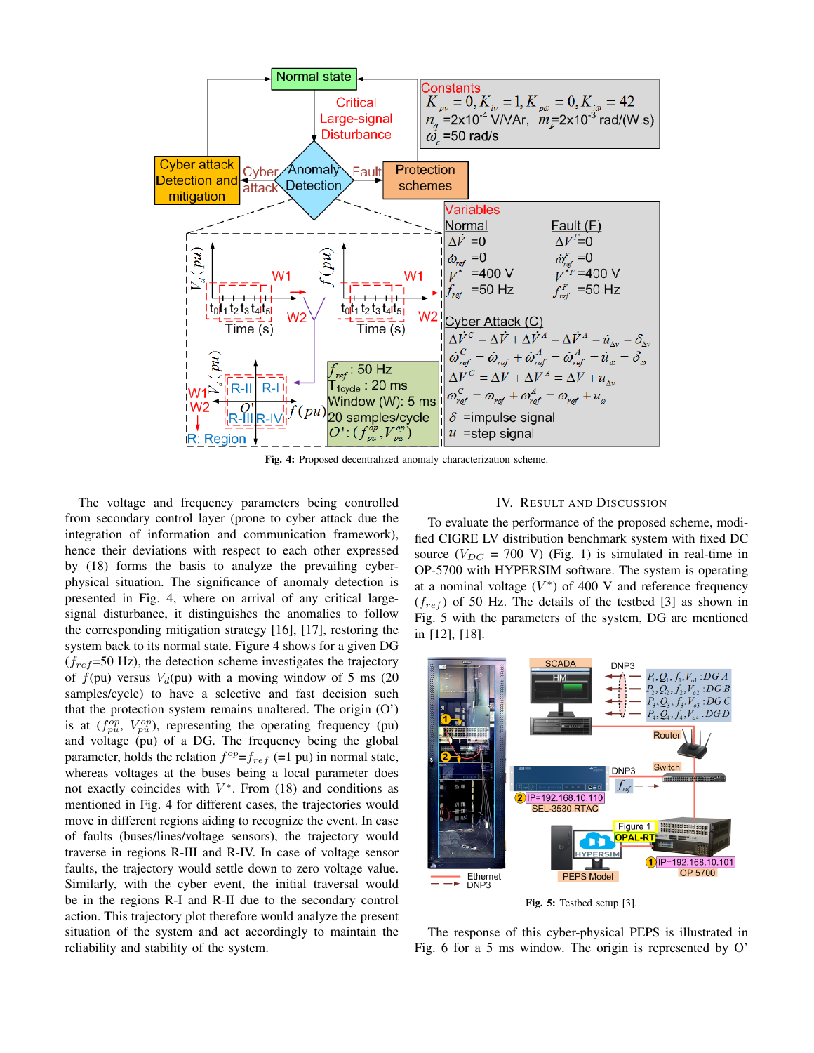**Fig. 4:** Proposed decentralized anomaly characterization scheme.

The voltage and frequency parameters being controlled from secondary control layer (prone to cyber attack due the integration of information and communication framework), hence their deviations with respect to each other expressed by (18) forms the basis to analyze the prevailing cyber-physical situation. The significance of anomaly detection is presented in Fig. 4, where on arrival of any critical large-signal disturbance, it distinguishes the anomalies to follow the corresponding mitigation strategy [16], [17], restoring the system back to its normal state. Figure 4 shows for a given DG ($f_{ref}$=50 Hz), the detection scheme investigates the trajectory of $f$(pu) versus $V_d$(pu) with a moving window of 5 ms (20 samples/cycle) to have a selective and fast decision such that the protection system remains unaltered. The origin (O') is at ($f^{op}_{pu}$, $V^{op}_{pu}$), representing the operating frequency (pu) and voltage (pu) of a DG. The frequency being the global parameter, holds the relation $f^{op}$=$f_{ref}$ (=1 pu) in normal state, whereas voltages at the buses being a local parameter does not exactly coincides with $V^*$. From (18) and conditions as mentioned in Fig. 4 for different cases, the trajectories would move in different regions aiding to recognize the event. In case of faults (buses/lines/voltage sensors), the trajectory would traverse in regions R-III and R-IV. In case of voltage sensor faults, the trajectory would settle down to zero voltage value. Similarly, with the cyber event, the initial traversal would be in the regions R-I and R-II due to the secondary control action. This trajectory plot therefore would analyze the present situation of the system and act accordingly to maintain the reliability and stability of the system.

## IV. Result and Discussion

To evaluate the performance of the proposed scheme, modified CIGRE LV distribution benchmark system with fixed DC source ($V_{DC}$ = 700 V) (Fig. 1) is simulated in real-time in OP-5700 with HYPERSIM software. The system is operating at a nominal voltage ($V^*$) of 400 V and reference frequency ($f_{ref}$) of 50 Hz. The details of the testbed [3] as shown in Fig. 5 with the parameters of the system, DG are mentioned in [12], [18].

**Fig. 5:** Testbed setup [3].

The response of this cyber-physical PEPS is illustrated in Fig. 6 for a 5 ms window. The origin is represented by O'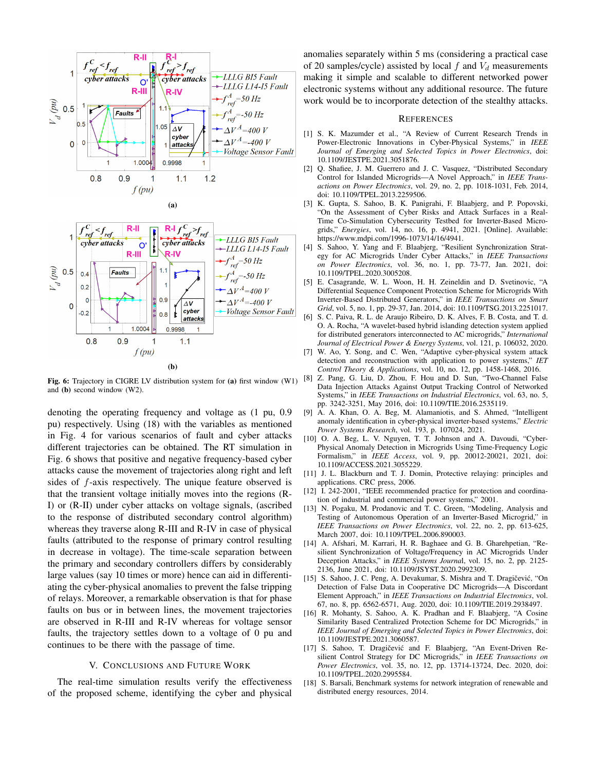R-II
R-I
$f^C_{ref} < f_{ref}$ cyber attacks
$f^C_{ref} > f_{ref}$ cyber attacks
R-III
R-IV
Faults
$\Delta V$ cyber attacks
LLLG B15 Fault
LLLG L14-15 Fault
$f^A_{ref}$=50 Hz
$f^A_{ref}$=-50 Hz
$\Delta V^A$=400 V
$\Delta V^A$=-400 V
Voltage Sensor Fault
$V_d$ (pu)
$f$ (pu)
0.8 0.9 1 1.1 1.2
1 0.5 0
(a)

R-II
R-I
$f^C_{ref} < f_{ref}$ cyber attacks
$f^C_{ref} > f_{ref}$ cyber attacks
R-III
R-IV
Faults
$\Delta V$ cyber attacks
LLLG B15 Fault
LLLG L14-15 Fault
$f^A_{ref}$=50 Hz
$f^A_{ref}$=-50 Hz
$\Delta V^A$=400 V
$\Delta V^A$=-400 V
Voltage Sensor Fault
$V_d$ (pu)
$f$ (pu)
0.8 0.9 1 1.1
1 0.5 0
(b)

**Fig. 6:** Trajectory in CIGRE LV distribution system for **(a)** first window (W1) and **(b)** second window (W2).

denoting the operating frequency and voltage as (1 pu, 0.9 pu) respectively. Using (18) with the variables as mentioned in Fig. 4 for various scenarios of fault and cyber attacks different trajectories can be obtained. The RT simulation in Fig. 6 shows that positive and negative frequency-based cyber attacks cause the movement of trajectories along right and left sides of $f$-axis respectively. The unique feature observed is that the transient voltage initially moves into the regions (R-I) or (R-II) under cyber attacks on voltage signals, (ascribed to the response of distributed secondary control algorithm) whereas they traverse along R-III and R-IV in case of physical faults (attributed to the response of primary control resulting in decrease in voltage). The time-scale separation between the primary and secondary controllers differs by considerably large values (say 10 times or more) hence can aid in differentiating the cyber-physical anomalies to prevent the false tripping of relays. Moreover, a remarkable observation is that for phase faults on bus or in between lines, the movement trajectories are observed in R-III and R-IV whereas for voltage sensor faults, the trajectory settles down to a voltage of 0 pu and continues to be there with the passage of time.

## V. Conclusions and Future Work

The real-time simulation results verify the effectiveness of the proposed scheme, identifying the cyber and physical anomalies separately within 5 ms (considering a practical case of 20 samples/cycle) assisted by local $f$ and $V_d$ measurements making it simple and scalable to different networked power electronic systems without any additional resource. The future work would be to incorporate detection of the stealthy attacks.

## References

[1] S. K. Mazumder et al., "A Review of Current Research Trends in Power-Electronic Innovations in Cyber-Physical Systems," in *IEEE Journal of Emerging and Selected Topics in Power Electronics*, doi: 10.1109/JESTPE.2021.3051876.

[2] Q. Shafiee, J. M. Guerrero and J. C. Vasquez, "Distributed Secondary Control for Islanded Microgrids—A Novel Approach," in *IEEE Transactions on Power Electronics*, vol. 29, no. 2, pp. 1018-1031, Feb. 2014, doi: 10.1109/TPEL.2013.2259506.

[3] K. Gupta, S. Sahoo, B. K. Panigrahi, F. Blaabjerg, and P. Popovski, "On the Assessment of Cyber Risks and Attack Surfaces in a Real-Time Co-Simulation Cybersecurity Testbed for Inverter-Based Microgrids," *Energies*, vol. 14, no. 16, p. 4941, 2021. [Online]. Available: https://www.mdpi.com/1996-1073/14/16/4941.

[4] S. Sahoo, Y. Yang and F. Blaabjerg, "Resilient Synchronization Strategy for AC Microgrids Under Cyber Attacks," in *IEEE Transactions on Power Electronics*, vol. 36, no. 1, pp. 73-77, Jan. 2021, doi: 10.1109/TPEL.2020.3005208.

[5] E. Casagrande, W. L. Woon, H. H. Zeineldin and D. Svetinovic, "A Differential Sequence Component Protection Scheme for Microgrids With Inverter-Based Distributed Generators," in *IEEE Transactions on Smart Grid*, vol. 5, no. 1, pp. 29-37, Jan. 2014, doi: 10.1109/TSG.2013.2251017.

[6] S. C. Paiva, R. L. de Araujo Ribeiro, D. K. Alves, F. B. Costa, and T. d. O. A. Rocha, "A wavelet-based hybrid islanding detection system applied for distributed generators interconnected to AC microgrids," *International Journal of Electrical Power & Energy Systems*, vol. 121, p. 106032, 2020.

[7] W. Ao, Y. Song, and C. Wen, "Adaptive cyber-physical system attack detection and reconstruction with application to power systems," *IET Control Theory & Applications*, vol. 10, no. 12, pp. 1458-1468, 2016.

[8] Z. Pang, G. Liu, D. Zhou, F. Hou and D. Sun, "Two-Channel False Data Injection Attacks Against Output Tracking Control of Networked Systems," in *IEEE Transactions on Industrial Electronics*, vol. 63, no. 5, pp. 3242-3251, May 2016, doi: 10.1109/TIE.2016.2535119.

[9] A. A. Khan, O. A. Beg, M. Alamaniotis, and S. Ahmed, "Intelligent anomaly identification in cyber-physical inverter-based systems," *Electric Power Systems Research*, vol. 193, p. 107024, 2021.

[10] O. A. Beg, L. V. Nguyen, T. T. Johnson and A. Davoudi, "Cyber-Physical Anomaly Detection in Microgrids Using Time-Frequency Logic Formalism," in *IEEE Access*, vol. 9, pp. 20012-20021, 2021, doi: 10.1109/ACCESS.2021.3055229.

[11] J. L. Blackburn and T. J. Domin, Protective relaying: principles and applications. CRC press, 2006.

[12] I. 242-2001, "IEEE recommended practice for protection and coordination of industrial and commercial power systems," 2001.

[13] N. Pogaku, M. Prodanovic and T. C. Green, "Modeling, Analysis and Testing of Autonomous Operation of an Inverter-Based Microgrid," in *IEEE Transactions on Power Electronics*, vol. 22, no. 2, pp. 613-625, March 2007, doi: 10.1109/TPEL.2006.890003.

[14] A. Afshari, M. Karrari, H. R. Baghaee and G. B. Gharehpetian, "Resilient Synchronization of Voltage/Frequency in AC Microgrids Under Deception Attacks," in *IEEE Systems Journal*, vol. 15, no. 2, pp. 2125-2136, June 2021, doi: 10.1109/JSYST.2020.2992309.

[15] S. Sahoo, J. C. Peng, A. Devakumar, S. Mishra and T. Dragičević, "On Detection of False Data in Cooperative DC Microgrids—A Discordant Element Approach," in *IEEE Transactions on Industrial Electronics*, vol. 67, no. 8, pp. 6562-6571, Aug. 2020, doi: 10.1109/TIE.2019.2938497.

[16] R. Mohanty, S. Sahoo, A. K. Pradhan and F. Blaabjerg, "A Cosine Similarity Based Centralized Protection Scheme for DC Microgrids," in *IEEE Journal of Emerging and Selected Topics in Power Electronics*, doi: 10.1109/JESTPE.2021.3060587.

[17] S. Sahoo, T. Dragičević and F. Blaabjerg, "An Event-Driven Resilient Control Strategy for DC Microgrids," in *IEEE Transactions on Power Electronics*, vol. 35, no. 12, pp. 13714-13724, Dec. 2020, doi: 10.1109/TPEL.2020.2995584.

[18] S. Barsali, Benchmark systems for network integration of renewable and distributed energy resources, 2014.